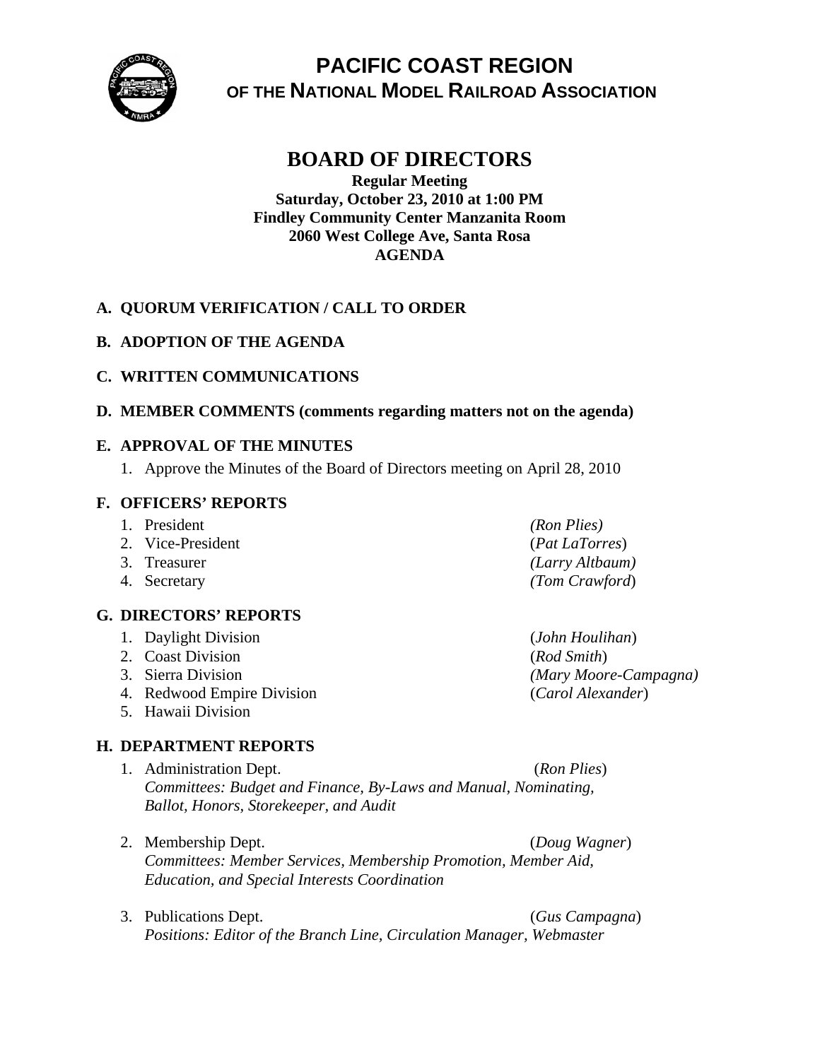# PACIFIC COAST REGION
## OF THE NATIONAL MODEL RAILROAD ASSOCIATION

# BOARD OF DIRECTORS

**Regular Meeting**
**Saturday, October 23, 2010 at 1:00 PM**
**Findley Community Center Manzanita Room**
**2060 West College Ave, Santa Rosa**
**AGENDA**

### A. QUORUM VERIFICATION / CALL TO ORDER

### B. ADOPTION OF THE AGENDA

### C. WRITTEN COMMUNICATIONS

### D. MEMBER COMMENTS (comments regarding matters not on the agenda)

### E. APPROVAL OF THE MINUTES

1. Approve the Minutes of the Board of Directors meeting on April 28, 2010

### F. OFFICERS' REPORTS

1. President *(Ron Plies)*
2. Vice-President (*Pat LaTorres*)
3. Treasurer *(Larry Altbaum)*
4. Secretary *(Tom Crawford*)

### G. DIRECTORS' REPORTS

1. Daylight Division (*John Houlihan*)
2. Coast Division (*Rod Smith*)
3. Sierra Division *(Mary Moore-Campagna)*
4. Redwood Empire Division (*Carol Alexander*)
5. Hawaii Division

### H. DEPARTMENT REPORTS

1. Administration Dept. (*Ron Plies*)
   *Committees: Budget and Finance, By-Laws and Manual, Nominating, Ballot, Honors, Storekeeper, and Audit*

2. Membership Dept. (*Doug Wagner*)
   *Committees: Member Services, Membership Promotion, Member Aid, Education, and Special Interests Coordination*

3. Publications Dept. (*Gus Campagna*)
   *Positions: Editor of the Branch Line, Circulation Manager, Webmaster*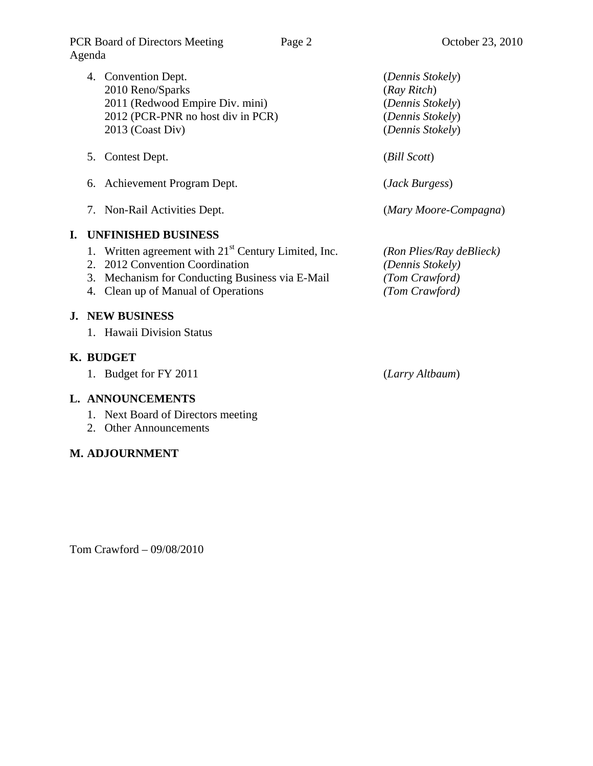4. Convention Dept. (*Dennis Stokely*)
   2010 Reno/Sparks (*Ray Ritch*)
   2011 (Redwood Empire Div. mini) (*Dennis Stokely*)
   2012 (PCR-PNR no host div in PCR) (*Dennis Stokely*)
   2013 (Coast Div) (*Dennis Stokely*)
5. Contest Dept. (*Bill Scott*)
6. Achievement Program Dept. (*Jack Burgess*)
7. Non-Rail Activities Dept. (*Mary Moore-Compagna*)

## I. UNFINISHED BUSINESS

1. Written agreement with 21st Century Limited, Inc. *(Ron Plies/Ray deBlieck)*
2. 2012 Convention Coordination *(Dennis Stokely)*
3. Mechanism for Conducting Business via E-Mail *(Tom Crawford)*
4. Clean up of Manual of Operations *(Tom Crawford)*

## J. NEW BUSINESS

1. Hawaii Division Status

## K. BUDGET

1. Budget for FY 2011 (*Larry Altbaum*)

## L. ANNOUNCEMENTS

1. Next Board of Directors meeting
2. Other Announcements

## M. ADJOURNMENT

Tom Crawford – 09/08/2010